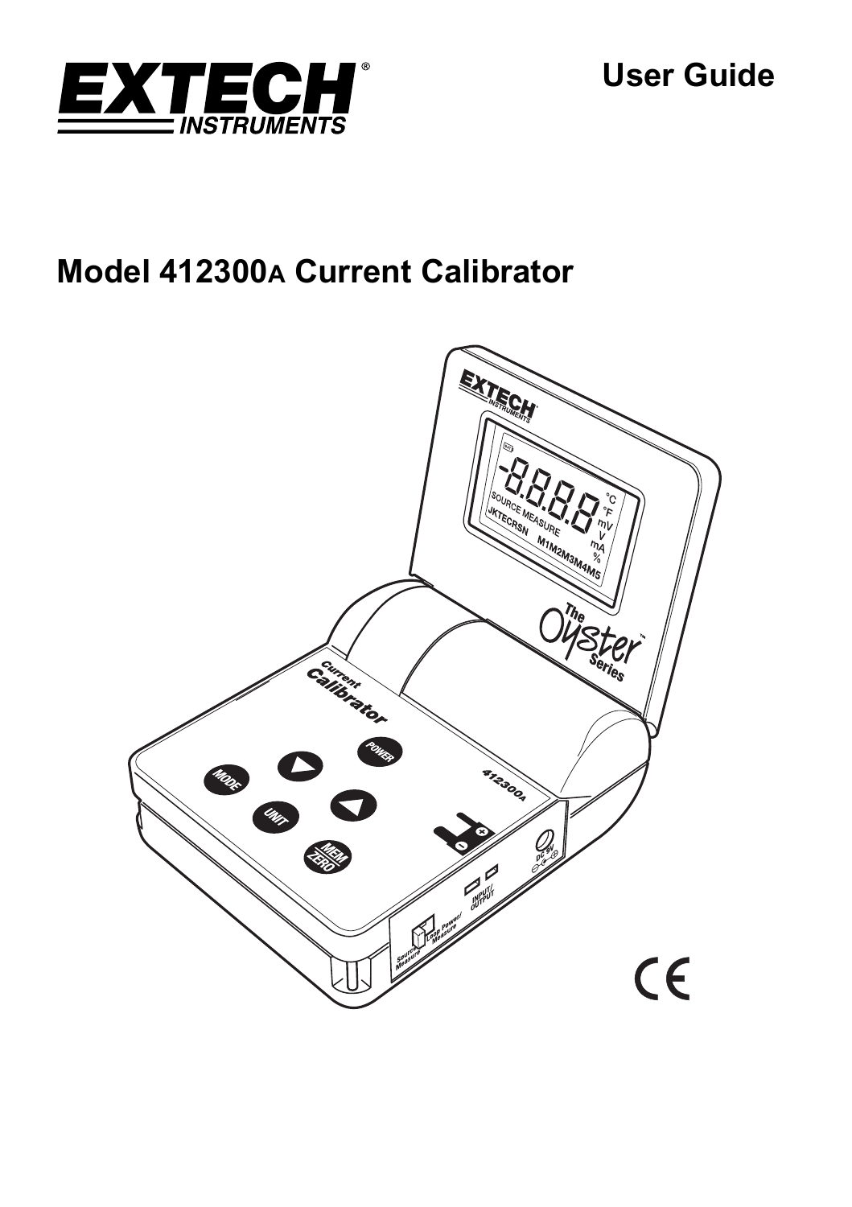EXTECH INSTRUMENTS

User Guide

# Model 412300A Current Calibrator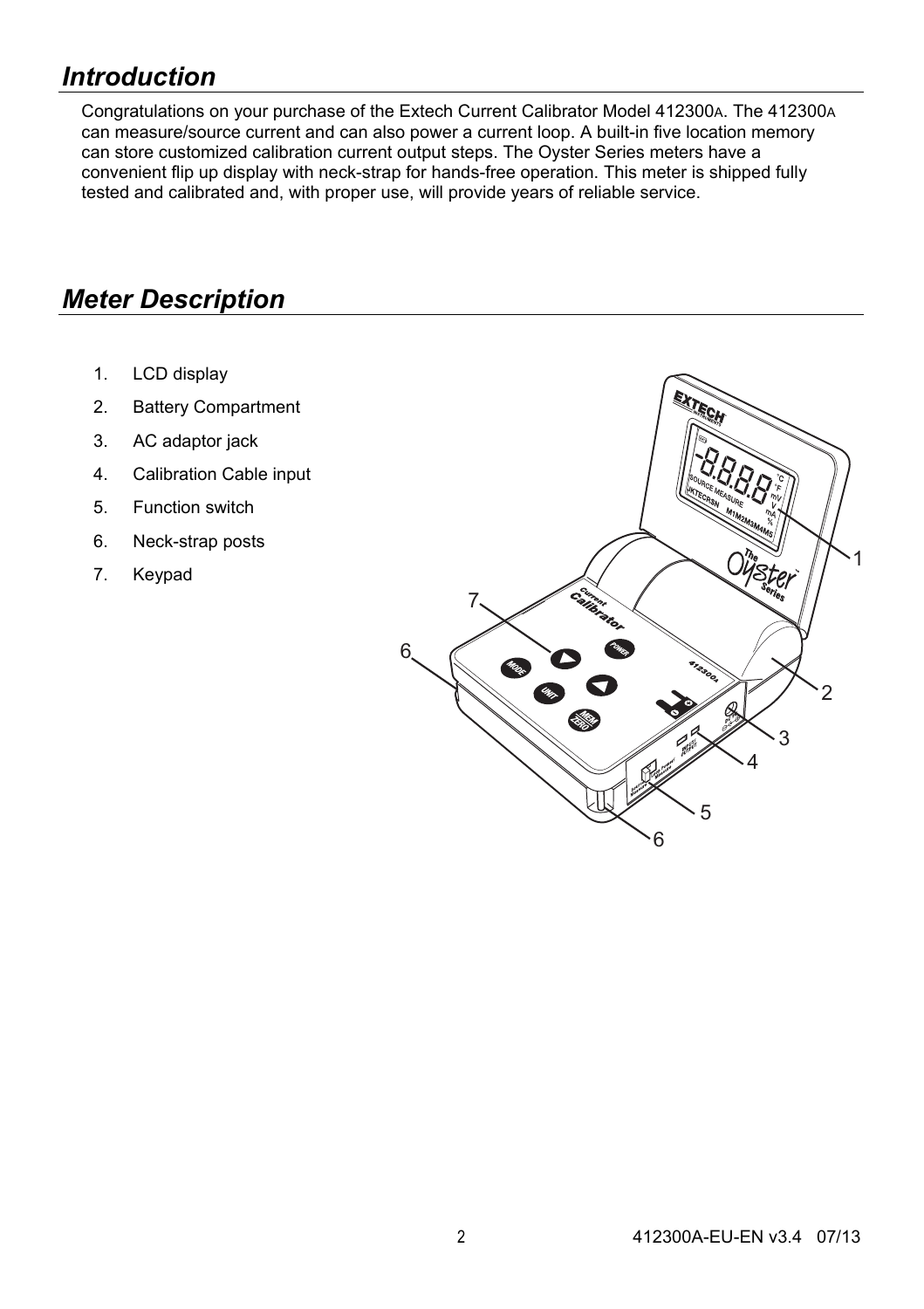## *Introduction*

Congratulations on your purchase of the Extech Current Calibrator Model 412300A. The 412300A can measure/source current and can also power a current loop. A built-in five location memory can store customized calibration current output steps. The Oyster Series meters have a convenient flip up display with neck-strap for hands-free operation. This meter is shipped fully tested and calibrated and, with proper use, will provide years of reliable service.

## *Meter Description*

1. LCD display
2. Battery Compartment
3. AC adaptor jack
4. Calibration Cable input
5. Function switch
6. Neck-strap posts
7. Keypad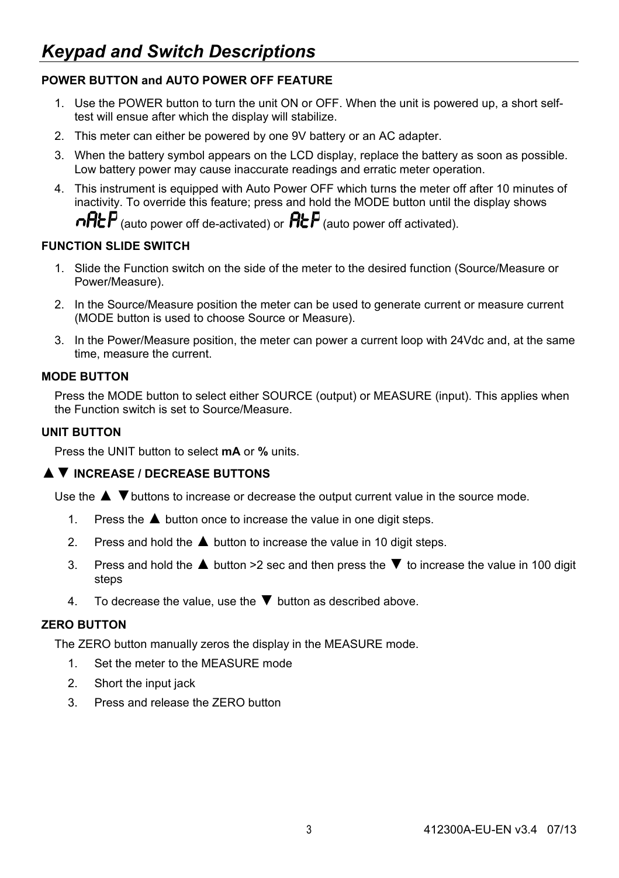# *Keypad and Switch Descriptions*

### POWER BUTTON and AUTO POWER OFF FEATURE

1. Use the POWER button to turn the unit ON or OFF. When the unit is powered up, a short self-test will ensue after which the display will stabilize.
2. This meter can either be powered by one 9V battery or an AC adapter.
3. When the battery symbol appears on the LCD display, replace the battery as soon as possible. Low battery power may cause inaccurate readings and erratic meter operation.
4. This instrument is equipped with Auto Power OFF which turns the meter off after 10 minutes of inactivity. To override this feature; press and hold the MODE button until the display shows nAtP (auto power off de-activated) or AtP (auto power off activated).

### FUNCTION SLIDE SWITCH

1. Slide the Function switch on the side of the meter to the desired function (Source/Measure or Power/Measure).
2. In the Source/Measure position the meter can be used to generate current or measure current (MODE button is used to choose Source or Measure).
3. In the Power/Measure position, the meter can power a current loop with 24Vdc and, at the same time, measure the current.

### MODE BUTTON

Press the MODE button to select either SOURCE (output) or MEASURE (input). This applies when the Function switch is set to Source/Measure.

### UNIT BUTTON

Press the UNIT button to select **mA** or **%** units.

### ▲▼ INCREASE / DECREASE BUTTONS

Use the ▲ ▼buttons to increase or decrease the output current value in the source mode.

1. Press the ▲ button once to increase the value in one digit steps.
2. Press and hold the ▲ button to increase the value in 10 digit steps.
3. Press and hold the ▲ button >2 sec and then press the ▼ to increase the value in 100 digit steps
4. To decrease the value, use the ▼ button as described above.

### ZERO BUTTON

The ZERO button manually zeros the display in the MEASURE mode.

1. Set the meter to the MEASURE mode
2. Short the input jack
3. Press and release the ZERO button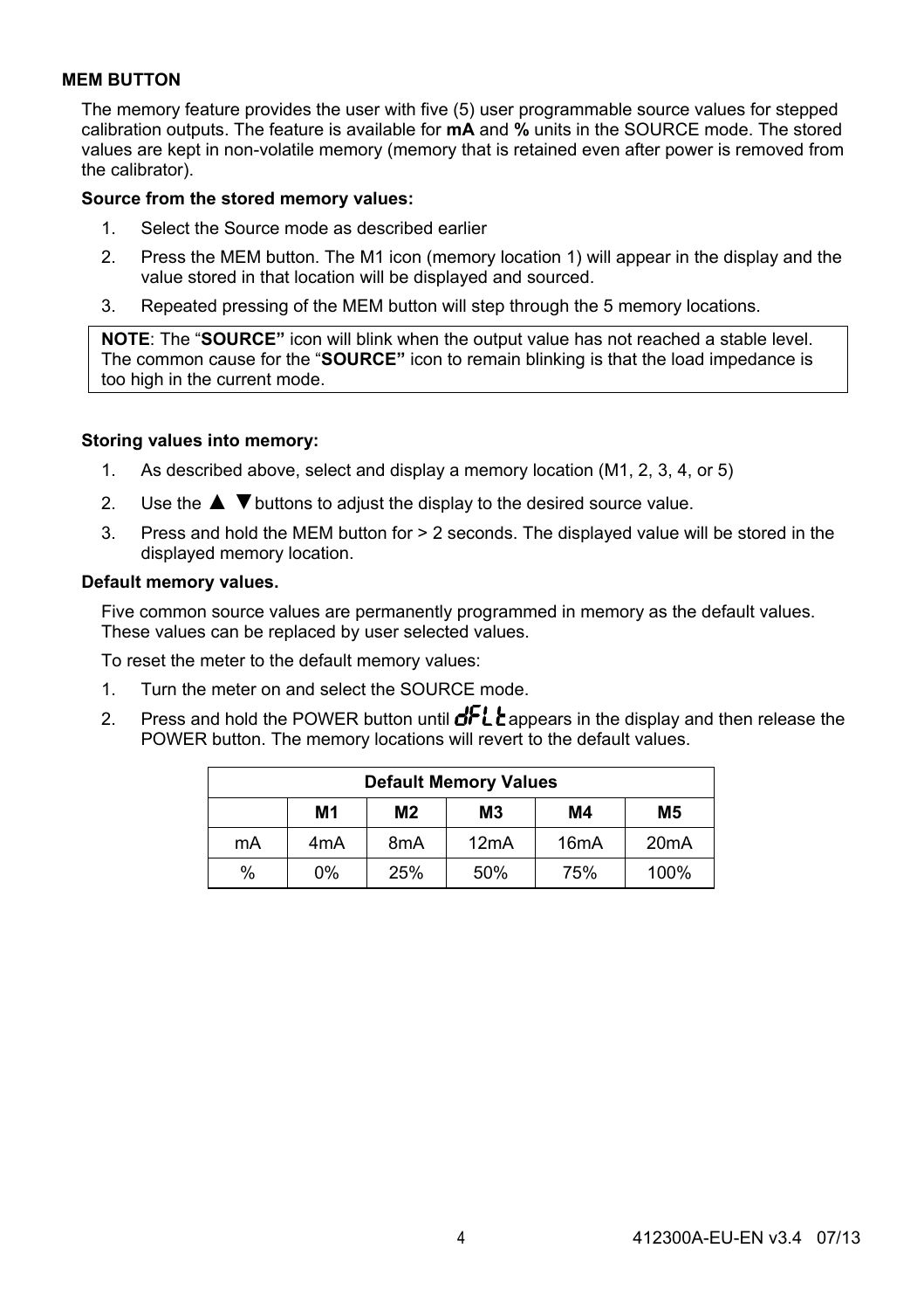### MEM BUTTON

The memory feature provides the user with five (5) user programmable source values for stepped calibration outputs. The feature is available for **mA** and **%** units in the SOURCE mode. The stored values are kept in non-volatile memory (memory that is retained even after power is removed from the calibrator).

**Source from the stored memory values:**

1. Select the Source mode as described earlier
2. Press the MEM button. The M1 icon (memory location 1) will appear in the display and the value stored in that location will be displayed and sourced.
3. Repeated pressing of the MEM button will step through the 5 memory locations.

> **NOTE**: The "**SOURCE"** icon will blink when the output value has not reached a stable level. The common cause for the "**SOURCE"** icon to remain blinking is that the load impedance is too high in the current mode.

**Storing values into memory:**

1. As described above, select and display a memory location (M1, 2, 3, 4, or 5)
2. Use the ▲ ▼ buttons to adjust the display to the desired source value.
3. Press and hold the MEM button for > 2 seconds. The displayed value will be stored in the displayed memory location.

**Default memory values.**

Five common source values are permanently programmed in memory as the default values. These values can be replaced by user selected values.

To reset the meter to the default memory values:

1. Turn the meter on and select the SOURCE mode.
2. Press and hold the POWER button until dFLt appears in the display and then release the POWER button. The memory locations will revert to the default values.

| Default Memory Values | | | | | |
|---|---|---|---|---|---|
| | **M1** | **M2** | **M3** | **M4** | **M5** |
| mA | 4mA | 8mA | 12mA | 16mA | 20mA |
| % | 0% | 25% | 50% | 75% | 100% |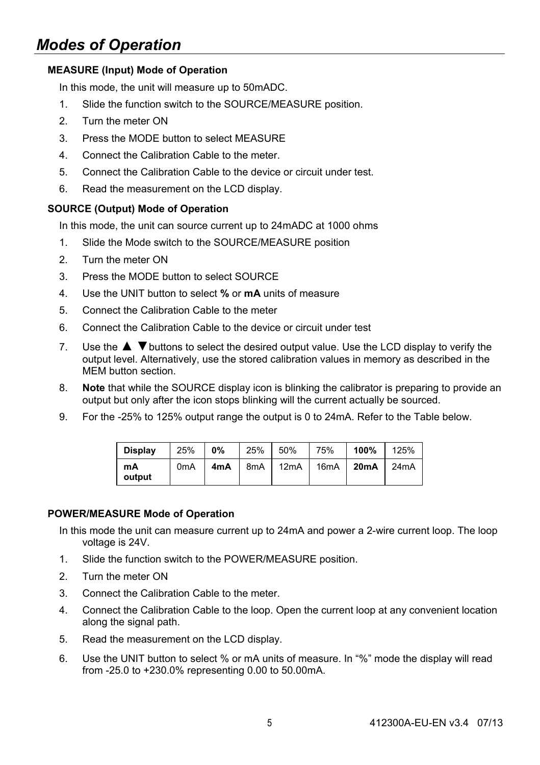# *Modes of Operation*

**MEASURE (Input) Mode of Operation**

In this mode, the unit will measure up to 50mADC.

1. Slide the function switch to the SOURCE/MEASURE position.
2. Turn the meter ON
3. Press the MODE button to select MEASURE
4. Connect the Calibration Cable to the meter.
5. Connect the Calibration Cable to the device or circuit under test.
6. Read the measurement on the LCD display.

**SOURCE (Output) Mode of Operation**

In this mode, the unit can source current up to 24mADC at 1000 ohms

1. Slide the Mode switch to the SOURCE/MEASURE position
2. Turn the meter ON
3. Press the MODE button to select SOURCE
4. Use the UNIT button to select **%** or **mA** units of measure
5. Connect the Calibration Cable to the meter
6. Connect the Calibration Cable to the device or circuit under test
7. Use the ▲ ▼buttons to select the desired output value. Use the LCD display to verify the output level. Alternatively, use the stored calibration values in memory as described in the MEM button section.
8. **Note** that while the SOURCE display icon is blinking the calibrator is preparing to provide an output but only after the icon stops blinking will the current actually be sourced.
9. For the -25% to 125% output range the output is 0 to 24mA. Refer to the Table below.

| **Display** | 25% | **0%** | 25% | 50% | 75% | **100%** | 125% |
|---|---|---|---|---|---|---|---|
| **mA output** | 0mA | **4mA** | 8mA | 12mA | 16mA | **20mA** | 24mA |

**POWER/MEASURE Mode of Operation**

In this mode the unit can measure current up to 24mA and power a 2-wire current loop. The loop voltage is 24V.

1. Slide the function switch to the POWER/MEASURE position.
2. Turn the meter ON
3. Connect the Calibration Cable to the meter.
4. Connect the Calibration Cable to the loop. Open the current loop at any convenient location along the signal path.
5. Read the measurement on the LCD display.
6. Use the UNIT button to select % or mA units of measure. In "%" mode the display will read from -25.0 to +230.0% representing 0.00 to 50.00mA.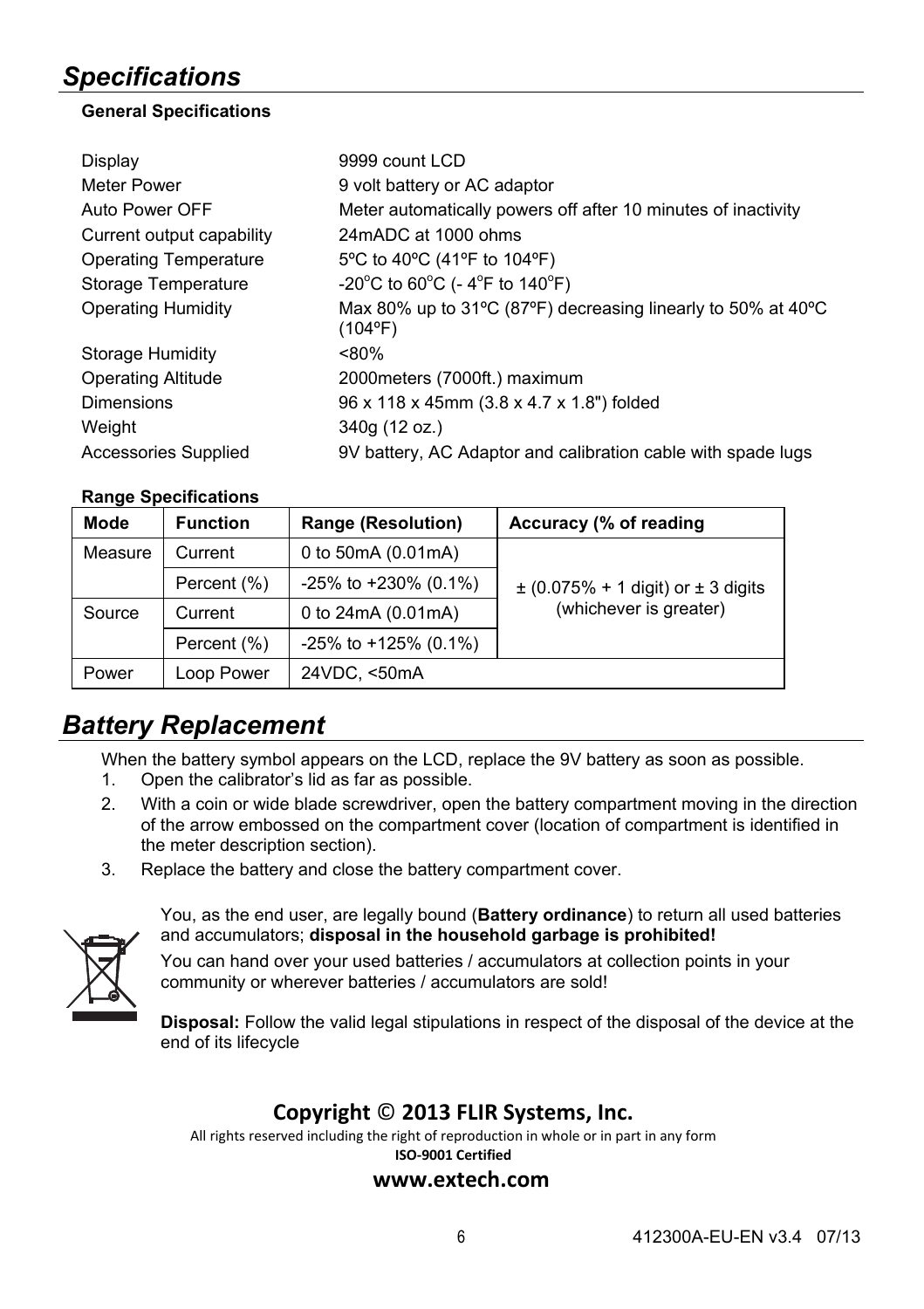# *Specifications*

**General Specifications**

| | |
|---|---|
| Display | 9999 count LCD |
| Meter Power | 9 volt battery or AC adaptor |
| Auto Power OFF | Meter automatically powers off after 10 minutes of inactivity |
| Current output capability | 24mADC at 1000 ohms |
| Operating Temperature | 5ºC to 40ºC (41ºF to 104ºF) |
| Storage Temperature | -20°C to 60°C (- 4°F to 140°F) |
| Operating Humidity | Max 80% up to 31ºC (87ºF) decreasing linearly to 50% at 40ºC (104ºF) |
| Storage Humidity | <80% |
| Operating Altitude | 2000meters (7000ft.) maximum |
| Dimensions | 96 x 118 x 45mm (3.8 x 4.7 x 1.8") folded |
| Weight | 340g (12 oz.) |
| Accessories Supplied | 9V battery, AC Adaptor and calibration cable with spade lugs |

**Range Specifications**

| Mode | Function | Range (Resolution) | Accuracy (% of reading |
|---|---|---|---|
| Measure | Current | 0 to 50mA (0.01mA) | ± (0.075% + 1 digit) or ± 3 digits (whichever is greater) |
| | Percent (%) | -25% to +230% (0.1%) | |
| Source | Current | 0 to 24mA (0.01mA) | |
| | Percent (%) | -25% to +125% (0.1%) | |
| Power | Loop Power | 24VDC, <50mA | |

# *Battery Replacement*

When the battery symbol appears on the LCD, replace the 9V battery as soon as possible.

1. Open the calibrator's lid as far as possible.
2. With a coin or wide blade screwdriver, open the battery compartment moving in the direction of the arrow embossed on the compartment cover (location of compartment is identified in the meter description section).
3. Replace the battery and close the battery compartment cover.

You, as the end user, are legally bound (**Battery ordinance**) to return all used batteries and accumulators; **disposal in the household garbage is prohibited!**

You can hand over your used batteries / accumulators at collection points in your community or wherever batteries / accumulators are sold!

**Disposal:** Follow the valid legal stipulations in respect of the disposal of the device at the end of its lifecycle

**Copyright © 2013 FLIR Systems, Inc.**

All rights reserved including the right of reproduction in whole or in part in any form

**ISO-9001 Certified**

**www.extech.com**

412300A-EU-EN v3.4 07/13